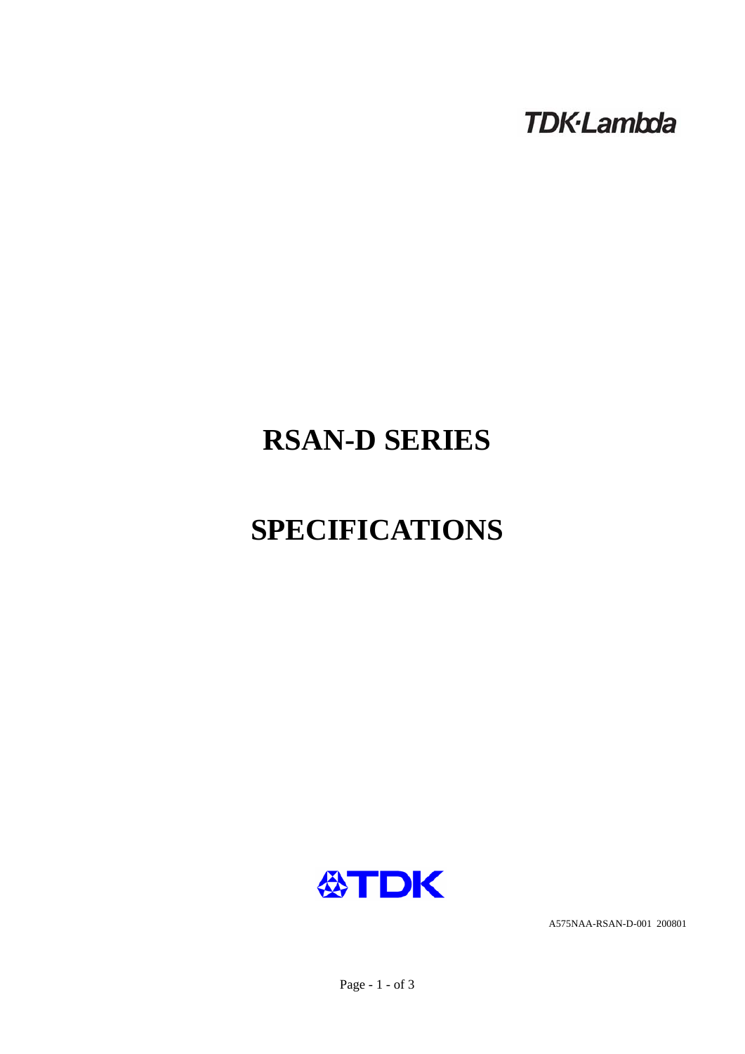TDK·Lambda

# RSAN-D SERIES

# SPECIFICATIONS

TDK

A575NAA-RSAN-D-001 200801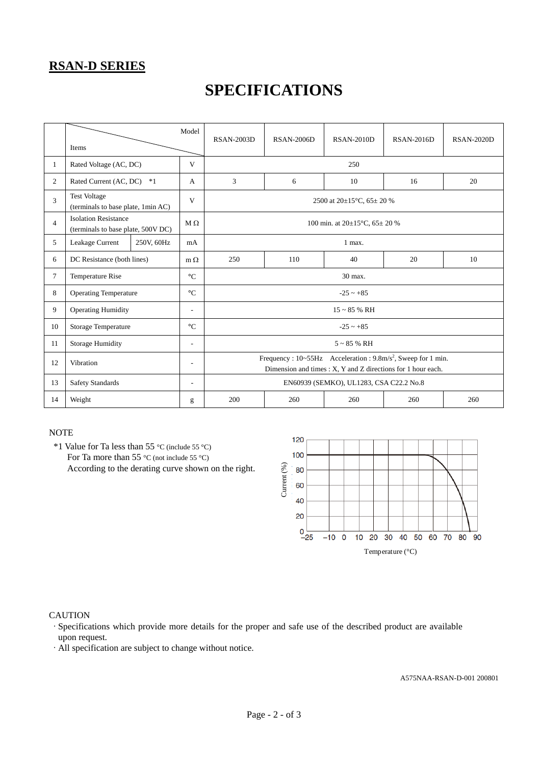## RSAN-D SERIES

# SPECIFICATIONS

| | Items / Model | | | RSAN-2003D | RSAN-2006D | RSAN-2010D | RSAN-2016D | RSAN-2020D |
|---|---|---|---|---|---|---|---|---|
| 1 | Rated Voltage (AC, DC) | | V | 250 | | | | |
| 2 | Rated Current (AC, DC) *1 | | A | 3 | 6 | 10 | 16 | 20 |
| 3 | Test Voltage (terminals to base plate, 1min AC) | | V | 2500 at 20±15°C, 65± 20 % | | | | |
| 4 | Isolation Resistance (terminals to base plate, 500V DC) | | MΩ | 100 min. at 20±15°C, 65± 20 % | | | | |
| 5 | Leakage Current | 250V, 60Hz | mA | 1 max. | | | | |
| 6 | DC Resistance (both lines) | | mΩ | 250 | 110 | 40 | 20 | 10 |
| 7 | Temperature Rise | | °C | 30 max. | | | | |
| 8 | Operating Temperature | | °C | -25 ~ +85 | | | | |
| 9 | Operating Humidity | | - | 15 ~ 85 % RH | | | | |
| 10 | Storage Temperature | | °C | -25 ~ +85 | | | | |
| 11 | Storage Humidity | | - | 5 ~ 85 % RH | | | | |
| 12 | Vibration | | - | Frequency : 10~55Hz Acceleration : 9.8m/s$^2$, Sweep for 1 min. Dimension and times : X, Y and Z directions for 1 hour each. | | | | |
| 13 | Safety Standards | | - | EN60939 (SEMKO), UL1283, CSA C22.2 No.8 | | | | |
| 14 | Weight | | g | 200 | 260 | 260 | 260 | 260 |

NOTE

*1 Value for Ta less than 55 °C (include 55 °C)
For Ta more than 55 °C (not include 55 °C)
According to the derating curve shown on the right.

CAUTION

· Specifications which provide more details for the proper and safe use of the described product are available upon request.
· All specification are subject to change without notice.

A575NAA-RSAN-D-001 200801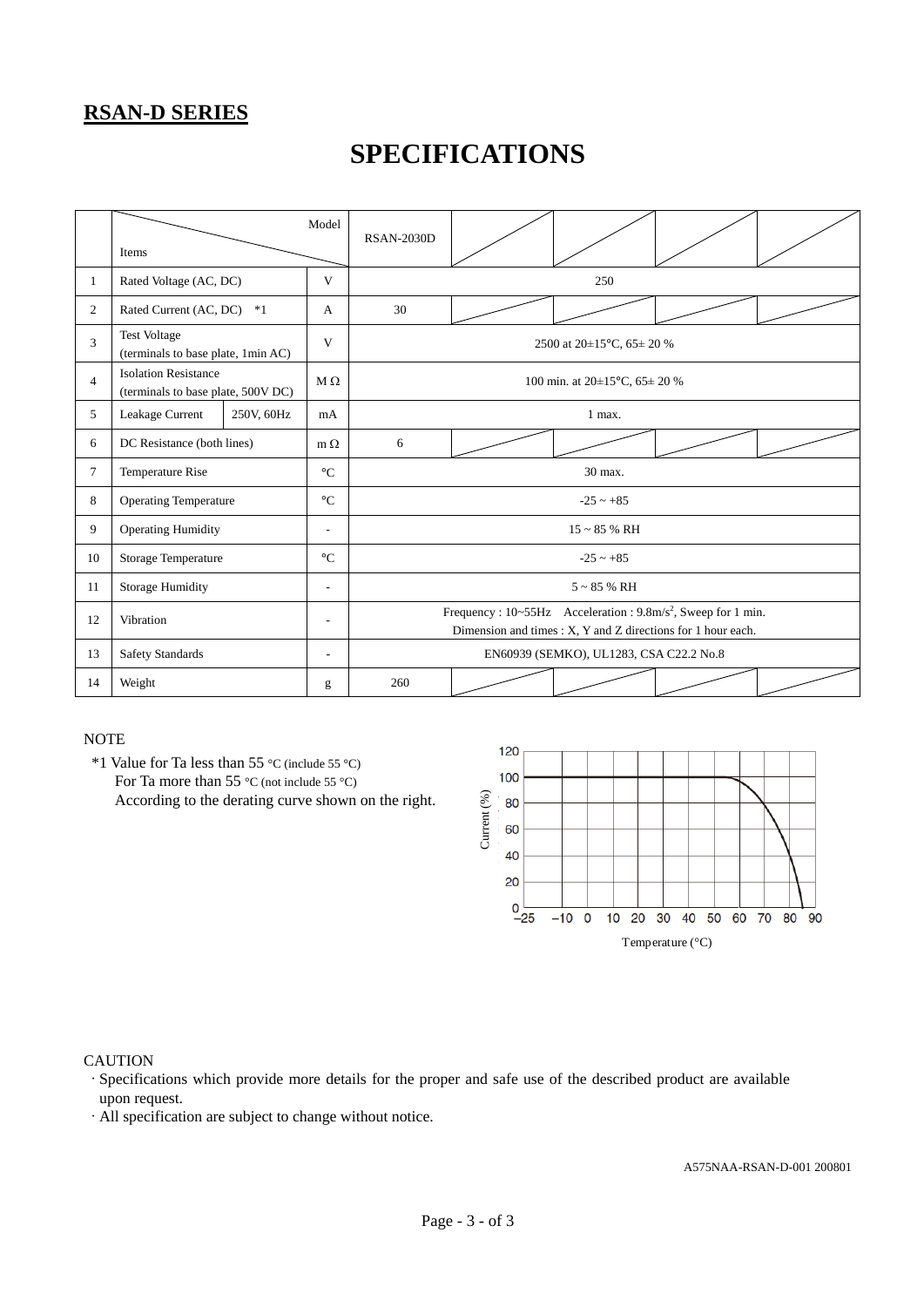## RSAN-D SERIES

# SPECIFICATIONS

| | Items / Model | | | RSAN-2030D | | | | |
|---|---|---|---|---|---|---|---|---|
| 1 | Rated Voltage (AC, DC) | | V | 250 | | | | |
| 2 | Rated Current (AC, DC) *1 | | A | 30 | | | | |
| 3 | Test Voltage (terminals to base plate, 1min AC) | | V | 2500 at 20±15°C, 65± 20 % | | | | |
| 4 | Isolation Resistance (terminals to base plate, 500V DC) | | M Ω | 100 min. at 20±15°C, 65± 20 % | | | | |
| 5 | Leakage Current | 250V, 60Hz | mA | 1 max. | | | | |
| 6 | DC Resistance (both lines) | | m Ω | 6 | | | | |
| 7 | Temperature Rise | | °C | 30 max. | | | | |
| 8 | Operating Temperature | | °C | -25 ~ +85 | | | | |
| 9 | Operating Humidity | | - | 15 ~ 85 % RH | | | | |
| 10 | Storage Temperature | | °C | -25 ~ +85 | | | | |
| 11 | Storage Humidity | | - | 5 ~ 85 % RH | | | | |
| 12 | Vibration | | - | Frequency : 10~55Hz Acceleration : 9.8m/s$^2$, Sweep for 1 min. Dimension and times : X, Y and Z directions for 1 hour each. | | | | |
| 13 | Safety Standards | | - | EN60939 (SEMKO), UL1283, CSA C22.2 No.8 | | | | |
| 14 | Weight | | g | 260 | | | | |

NOTE

*1 Value for Ta less than 55 °C (include 55 °C)
For Ta more than 55 °C (not include 55 °C)
According to the derating curve shown on the right.

Current (%)
120
100
80
60
40
20
0
−25 −10 0 10 20 30 40 50 60 70 80 90
Temperature (°C)

CAUTION

- Specifications which provide more details for the proper and safe use of the described product are available upon request.
- All specification are subject to change without notice.

A575NAA-RSAN-D-001 200801